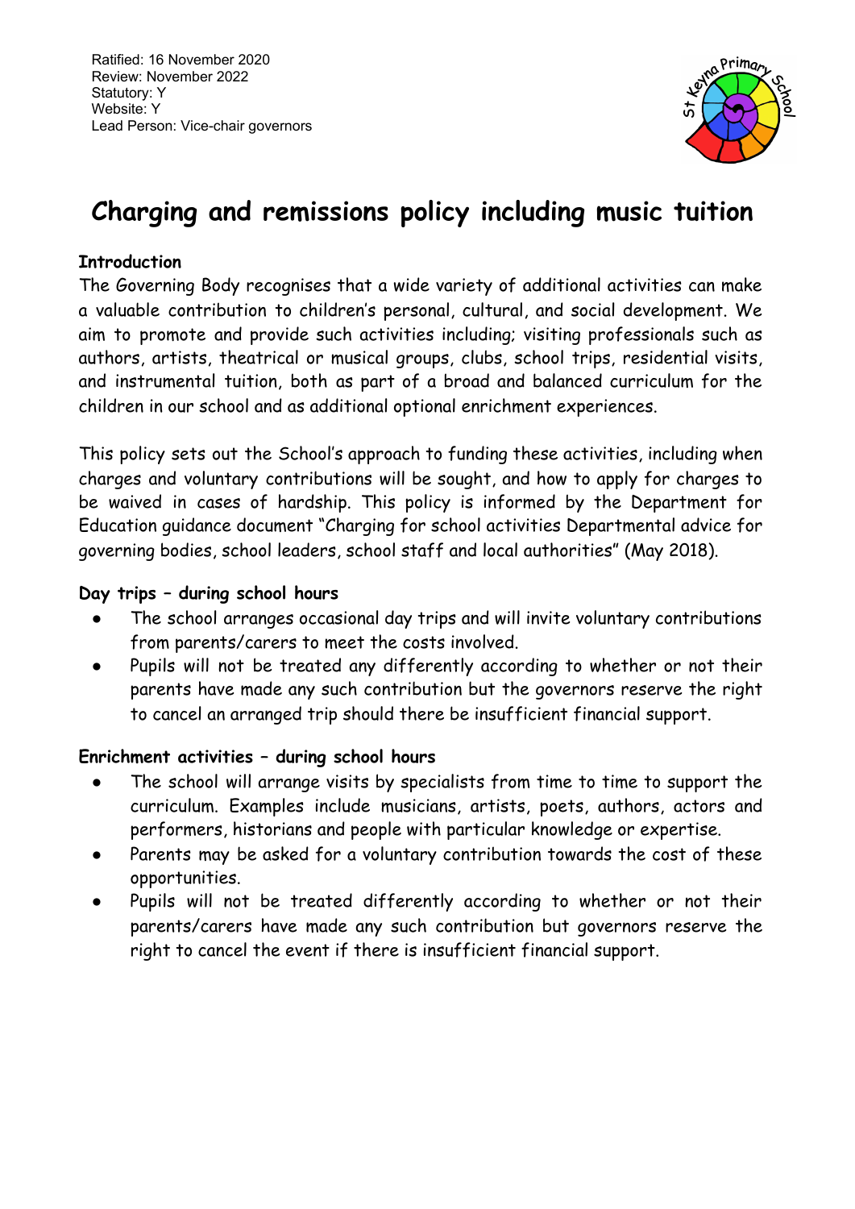Ratified: 16 November 2020
Review: November 2022
Statutory: Y
Website: Y
Lead Person: Vice-chair governors

# Charging and remissions policy including music tuition

**Introduction**

The Governing Body recognises that a wide variety of additional activities can make a valuable contribution to children's personal, cultural, and social development. We aim to promote and provide such activities including; visiting professionals such as authors, artists, theatrical or musical groups, clubs, school trips, residential visits, and instrumental tuition, both as part of a broad and balanced curriculum for the children in our school and as additional optional enrichment experiences.

This policy sets out the School's approach to funding these activities, including when charges and voluntary contributions will be sought, and how to apply for charges to be waived in cases of hardship. This policy is informed by the Department for Education guidance document "Charging for school activities Departmental advice for governing bodies, school leaders, school staff and local authorities" (May 2018).

**Day trips – during school hours**

- The school arranges occasional day trips and will invite voluntary contributions from parents/carers to meet the costs involved.
- Pupils will not be treated any differently according to whether or not their parents have made any such contribution but the governors reserve the right to cancel an arranged trip should there be insufficient financial support.

**Enrichment activities – during school hours**

- The school will arrange visits by specialists from time to time to support the curriculum. Examples include musicians, artists, poets, authors, actors and performers, historians and people with particular knowledge or expertise.
- Parents may be asked for a voluntary contribution towards the cost of these opportunities.
- Pupils will not be treated differently according to whether or not their parents/carers have made any such contribution but governors reserve the right to cancel the event if there is insufficient financial support.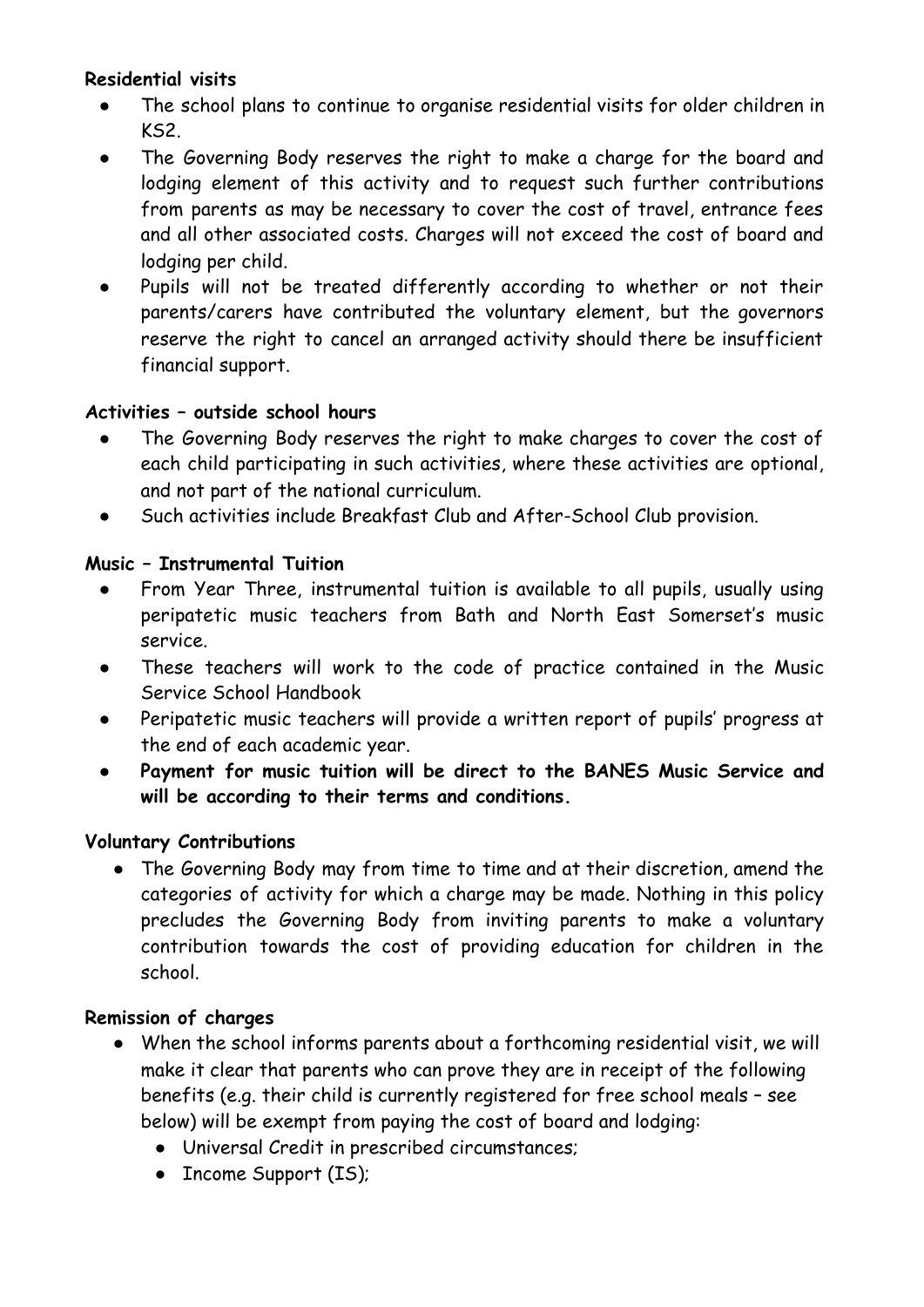**Residential visits**

- The school plans to continue to organise residential visits for older children in KS2.
- The Governing Body reserves the right to make a charge for the board and lodging element of this activity and to request such further contributions from parents as may be necessary to cover the cost of travel, entrance fees and all other associated costs. Charges will not exceed the cost of board and lodging per child.
- Pupils will not be treated differently according to whether or not their parents/carers have contributed the voluntary element, but the governors reserve the right to cancel an arranged activity should there be insufficient financial support.

**Activities – outside school hours**

- The Governing Body reserves the right to make charges to cover the cost of each child participating in such activities, where these activities are optional, and not part of the national curriculum.
- Such activities include Breakfast Club and After-School Club provision.

**Music – Instrumental Tuition**

- From Year Three, instrumental tuition is available to all pupils, usually using peripatetic music teachers from Bath and North East Somerset's music service.
- These teachers will work to the code of practice contained in the Music Service School Handbook
- Peripatetic music teachers will provide a written report of pupils' progress at the end of each academic year.
- **Payment for music tuition will be direct to the BANES Music Service and will be according to their terms and conditions.**

**Voluntary Contributions**

- The Governing Body may from time to time and at their discretion, amend the categories of activity for which a charge may be made. Nothing in this policy precludes the Governing Body from inviting parents to make a voluntary contribution towards the cost of providing education for children in the school.

**Remission of charges**

- When the school informs parents about a forthcoming residential visit, we will make it clear that parents who can prove they are in receipt of the following benefits (e.g. their child is currently registered for free school meals – see below) will be exempt from paying the cost of board and lodging:
    - Universal Credit in prescribed circumstances;
    - Income Support (IS);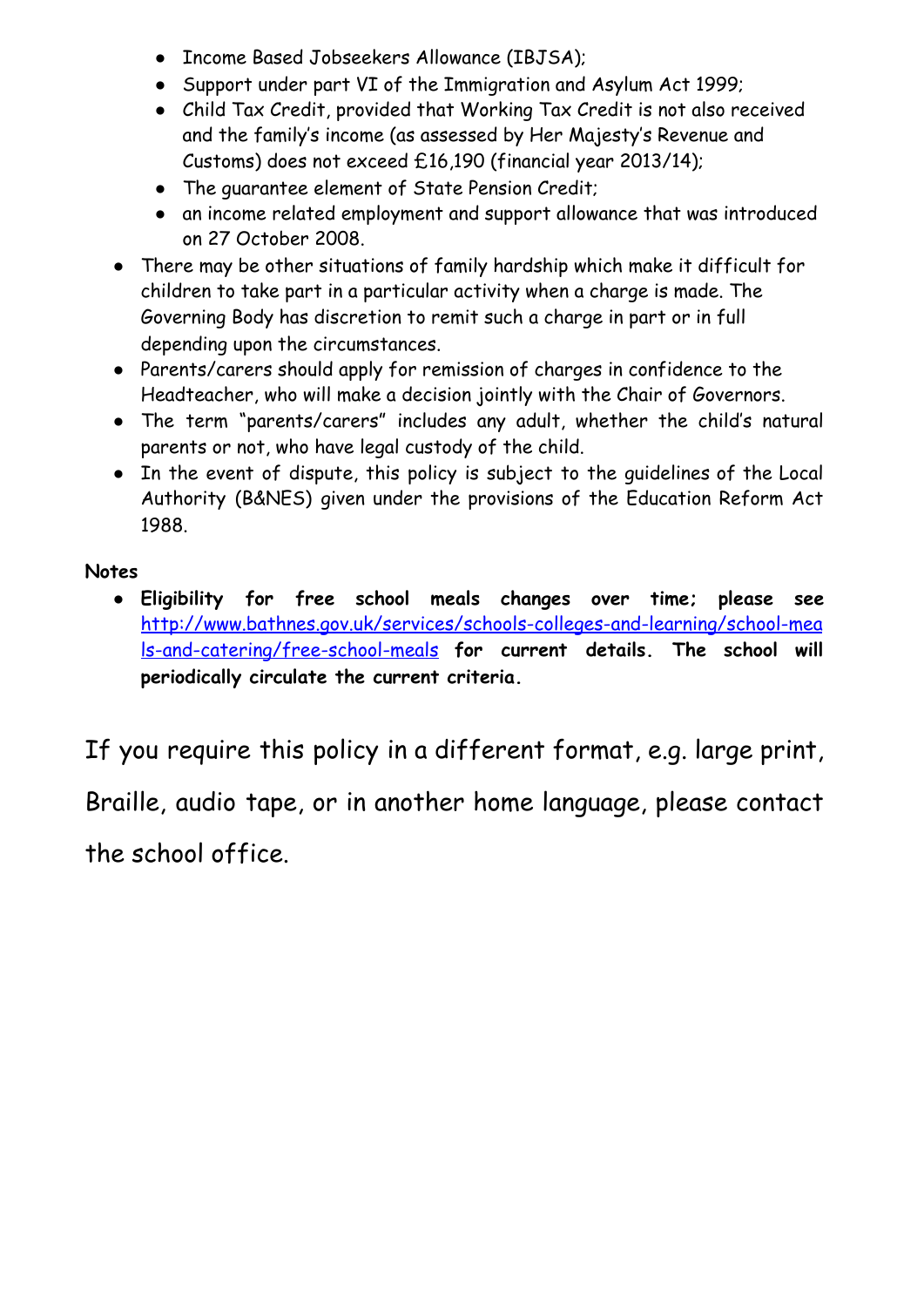- Income Based Jobseekers Allowance (IBJSA);
  - Support under part VI of the Immigration and Asylum Act 1999;
  - Child Tax Credit, provided that Working Tax Credit is not also received and the family's income (as assessed by Her Majesty's Revenue and Customs) does not exceed £16,190 (financial year 2013/14);
  - The guarantee element of State Pension Credit;
  - an income related employment and support allowance that was introduced on 27 October 2008.
- There may be other situations of family hardship which make it difficult for children to take part in a particular activity when a charge is made. The Governing Body has discretion to remit such a charge in part or in full depending upon the circumstances.
- Parents/carers should apply for remission of charges in confidence to the Headteacher, who will make a decision jointly with the Chair of Governors.
- The term "parents/carers" includes any adult, whether the child's natural parents or not, who have legal custody of the child.
- In the event of dispute, this policy is subject to the guidelines of the Local Authority (B&NES) given under the provisions of the Education Reform Act 1988.

**Notes**

- **Eligibility for free school meals changes over time; please see** [http://www.bathnes.gov.uk/services/schools-colleges-and-learning/school-meals-and-catering/free-school-meals](http://www.bathnes.gov.uk/services/schools-colleges-and-learning/school-meals-and-catering/free-school-meals) **for current details. The school will periodically circulate the current criteria.**

If you require this policy in a different format, e.g. large print, Braille, audio tape, or in another home language, please contact the school office.